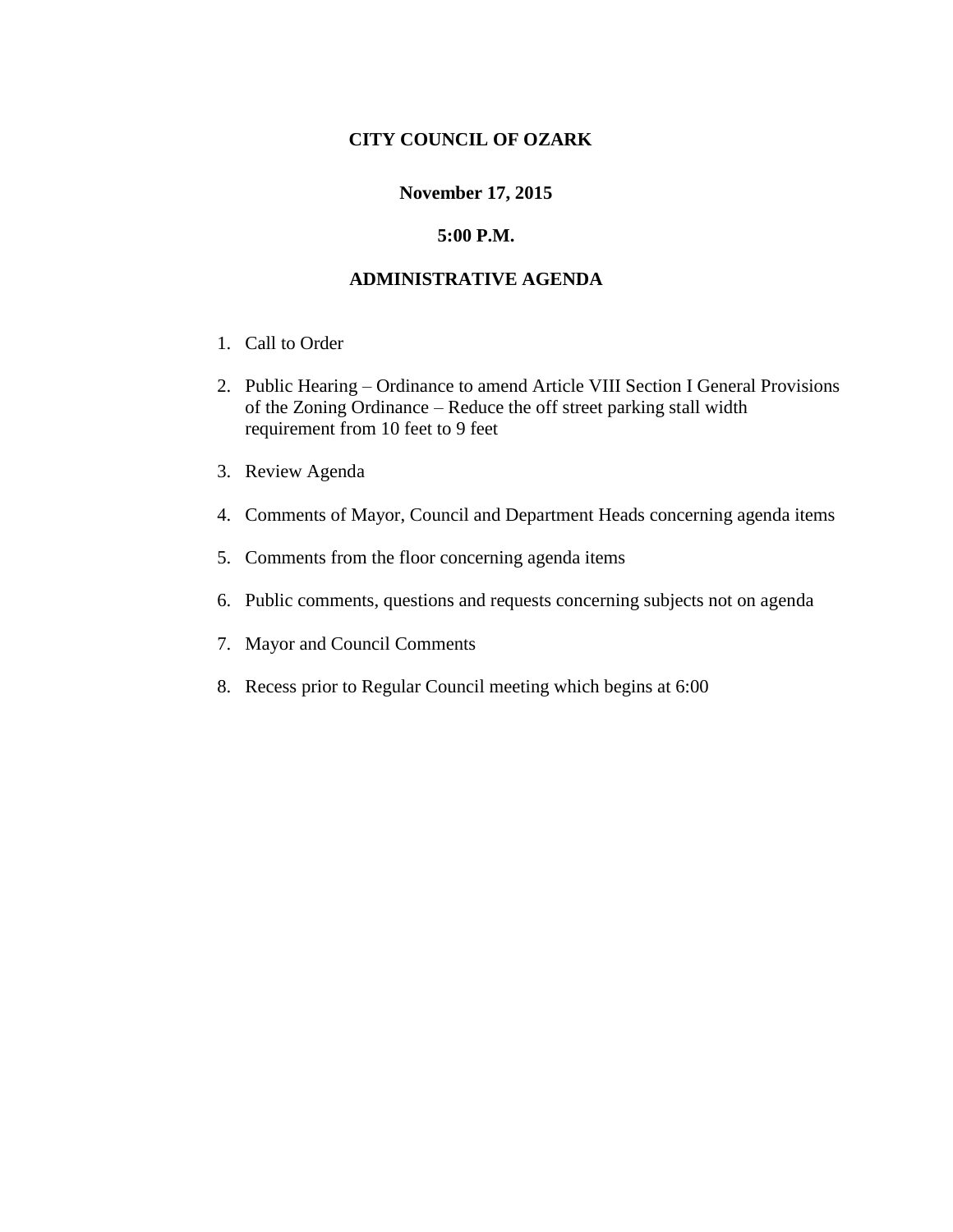# CITY COUNCIL OF OZARK

## November 17, 2015

## 5:00 P.M.

## ADMINISTRATIVE AGENDA

1. Call to Order
2. Public Hearing – Ordinance to amend Article VIII Section I General Provisions of the Zoning Ordinance – Reduce the off street parking stall width requirement from 10 feet to 9 feet
3. Review Agenda
4. Comments of Mayor, Council and Department Heads concerning agenda items
5. Comments from the floor concerning agenda items
6. Public comments, questions and requests concerning subjects not on agenda
7. Mayor and Council Comments
8. Recess prior to Regular Council meeting which begins at 6:00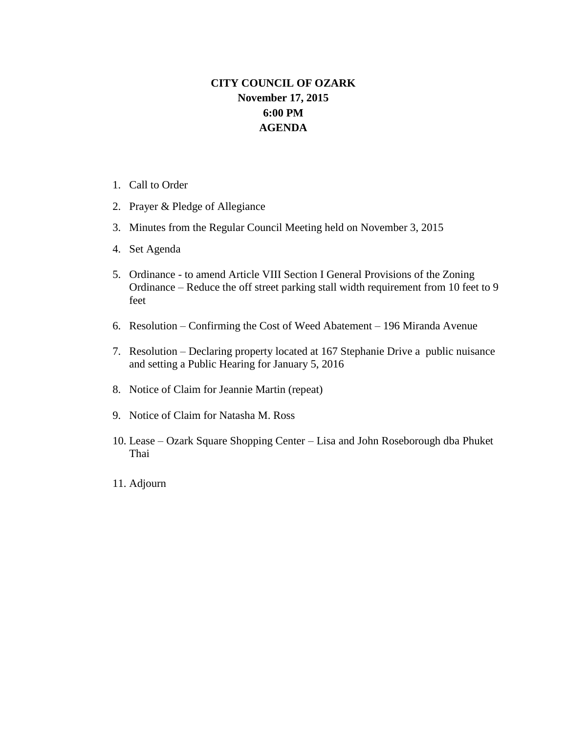# CITY COUNCIL OF OZARK
## November 17, 2015
## 6:00 PM
## AGENDA

1. Call to Order
2. Prayer & Pledge of Allegiance
3. Minutes from the Regular Council Meeting held on November 3, 2015
4. Set Agenda
5. Ordinance - to amend Article VIII Section I General Provisions of the Zoning Ordinance – Reduce the off street parking stall width requirement from 10 feet to 9 feet
6. Resolution – Confirming the Cost of Weed Abatement – 196 Miranda Avenue
7. Resolution – Declaring property located at 167 Stephanie Drive a public nuisance and setting a Public Hearing for January 5, 2016
8. Notice of Claim for Jeannie Martin (repeat)
9. Notice of Claim for Natasha M. Ross
10. Lease – Ozark Square Shopping Center – Lisa and John Roseborough dba Phuket Thai
11. Adjourn